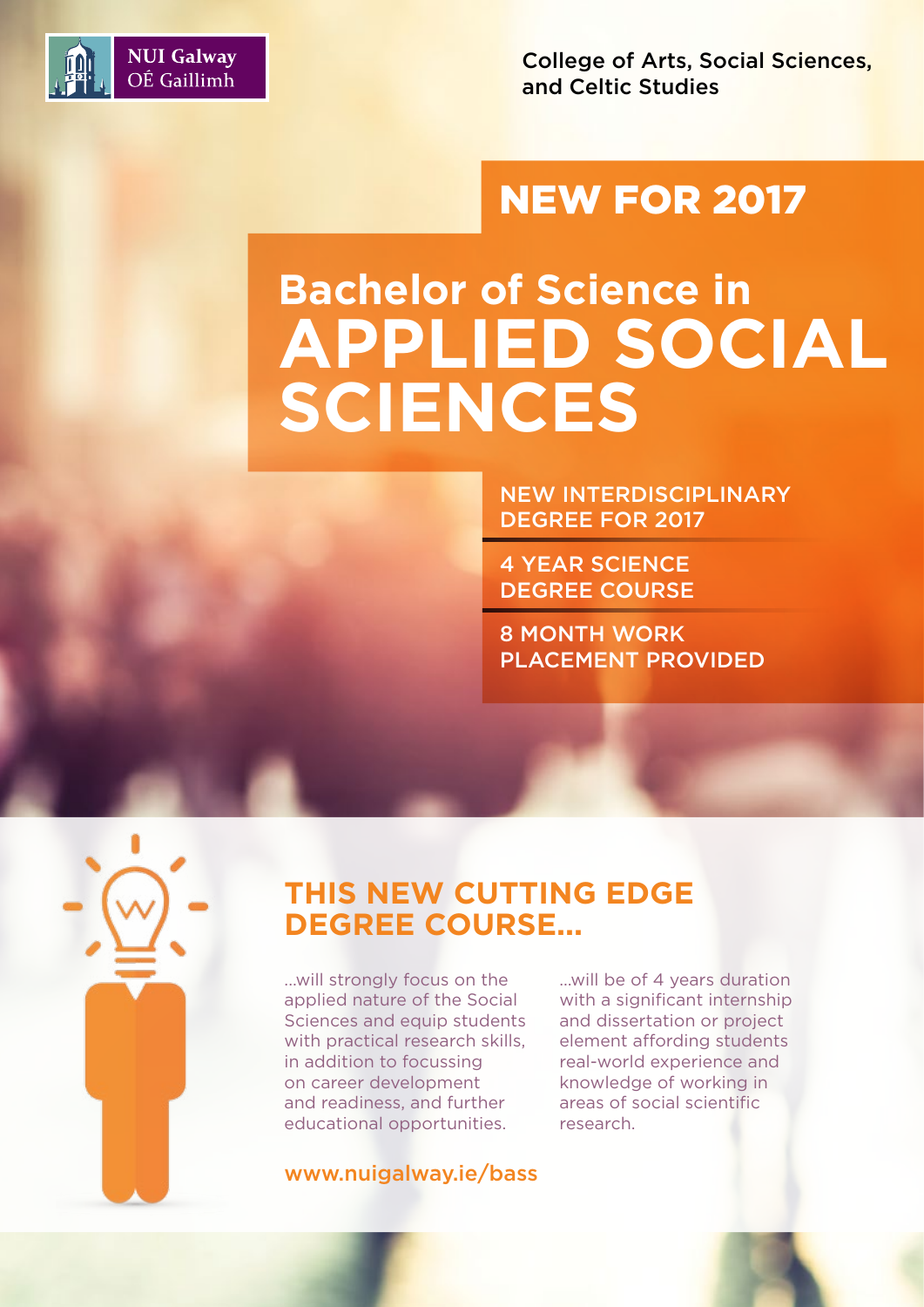NUI Galway
OÉ Gaillimh

College of Arts, Social Sciences, and Celtic Studies

## NEW FOR 2017

# Bachelor of Science in APPLIED SOCIAL SCIENCES

NEW INTERDISCIPLINARY DEGREE FOR 2017

4 YEAR SCIENCE DEGREE COURSE

8 MONTH WORK PLACEMENT PROVIDED

## THIS NEW CUTTING EDGE DEGREE COURSE...

...will strongly focus on the applied nature of the Social Sciences and equip students with practical research skills, in addition to focussing on career development and readiness, and further educational opportunities.

...will be of 4 years duration with a significant internship and dissertation or project element affording students real-world experience and knowledge of working in areas of social scientific research.

www.nuigalway.ie/bass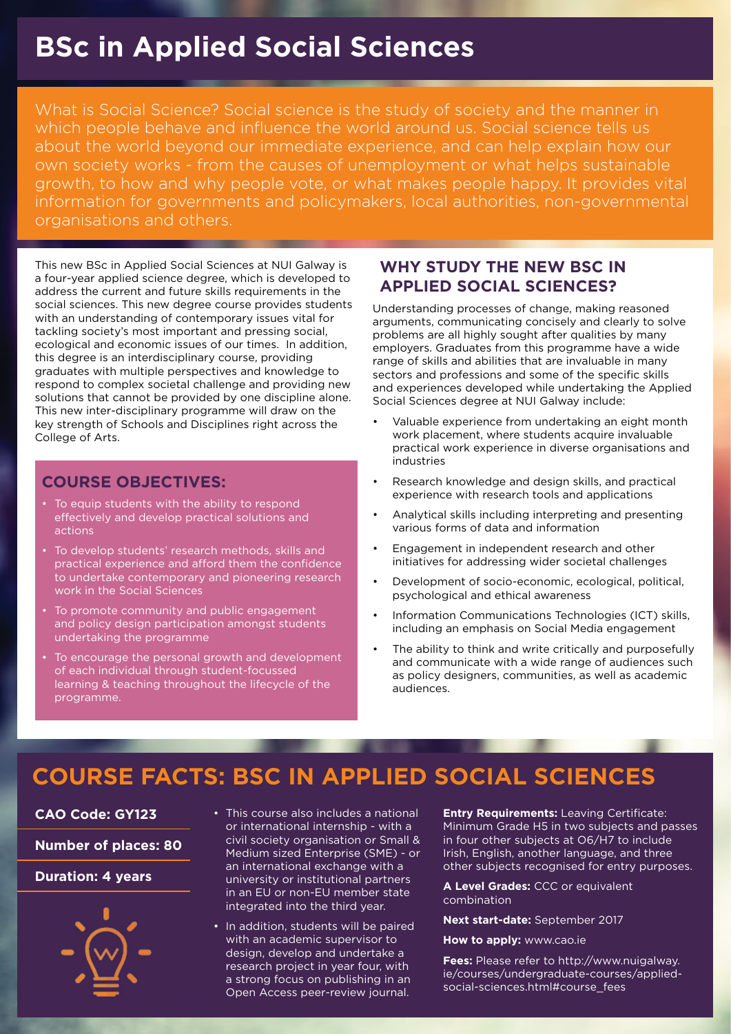# BSc in Applied Social Sciences

What is Social Science? Social science is the study of society and the manner in which people behave and influence the world around us. Social science tells us about the world beyond our immediate experience, and can help explain how our own society works - from the causes of unemployment or what helps sustainable growth, to how and why people vote, or what makes people happy. It provides vital information for governments and policymakers, local authorities, non-governmental organisations and others.

This new BSc in Applied Social Sciences at NUI Galway is a four-year applied science degree, which is developed to address the current and future skills requirements in the social sciences. This new degree course provides students with an understanding of contemporary issues vital for tackling society's most important and pressing social, ecological and economic issues of our times. In addition, this degree is an interdisciplinary course, providing graduates with multiple perspectives and knowledge to respond to complex societal challenge and providing new solutions that cannot be provided by one discipline alone. This new inter-disciplinary programme will draw on the key strength of Schools and Disciplines right across the College of Arts.

## COURSE OBJECTIVES:

- To equip students with the ability to respond effectively and develop practical solutions and actions
- To develop students' research methods, skills and practical experience and afford them the confidence to undertake contemporary and pioneering research work in the Social Sciences
- To promote community and public engagement and policy design participation amongst students undertaking the programme
- To encourage the personal growth and development of each individual through student-focussed learning & teaching throughout the lifecycle of the programme.

## WHY STUDY THE NEW BSC IN APPLIED SOCIAL SCIENCES?

Understanding processes of change, making reasoned arguments, communicating concisely and clearly to solve problems are all highly sought after qualities by many employers. Graduates from this programme have a wide range of skills and abilities that are invaluable in many sectors and professions and some of the specific skills and experiences developed while undertaking the Applied Social Sciences degree at NUI Galway include:

- Valuable experience from undertaking an eight month work placement, where students acquire invaluable practical work experience in diverse organisations and industries
- Research knowledge and design skills, and practical experience with research tools and applications
- Analytical skills including interpreting and presenting various forms of data and information
- Engagement in independent research and other initiatives for addressing wider societal challenges
- Development of socio-economic, ecological, political, psychological and ethical awareness
- Information Communications Technologies (ICT) skills, including an emphasis on Social Media engagement
- The ability to think and write critically and purposefully and communicate with a wide range of audiences such as policy designers, communities, as well as academic audiences.

## COURSE FACTS: BSC IN APPLIED SOCIAL SCIENCES

**CAO Code: GY123**

**Number of places: 80**

**Duration: 4 years**

- This course also includes a national or international internship - with a civil society organisation or Small & Medium sized Enterprise (SME) - or an international exchange with a university or institutional partners in an EU or non-EU member state integrated into the third year.
- In addition, students will be paired with an academic supervisor to design, develop and undertake a research project in year four, with a strong focus on publishing in an Open Access peer-review journal.

**Entry Requirements:** Leaving Certificate: Minimum Grade H5 in two subjects and passes in four other subjects at O6/H7 to include Irish, English, another language, and three other subjects recognised for entry purposes.

**A Level Grades:** CCC or equivalent combination

**Next start-date:** September 2017

**How to apply:** www.cao.ie

**Fees:** Please refer to http://www.nuigalway.ie/courses/undergraduate-courses/applied-social-sciences.html#course_fees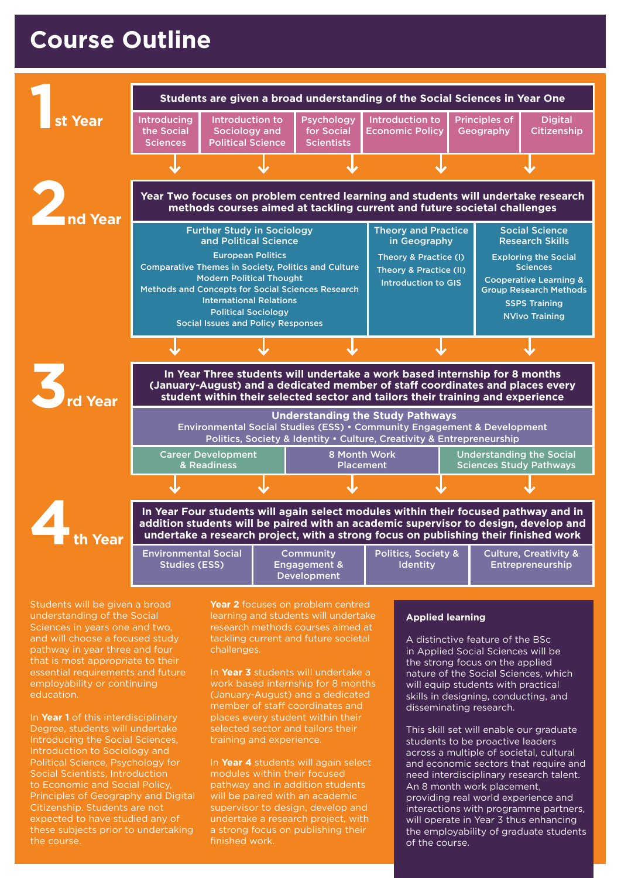# Course Outline

## 1st Year

**Students are given a broad understanding of the Social Sciences in Year One**

- Introducing the Social Sciences
- Introduction to Sociology and Political Science
- Psychology for Social Scientists
- Introduction to Economic Policy
- Principles of Geography
- Digital Citizenship

## 2nd Year

**Year Two focuses on problem centred learning and students will undertake research methods courses aimed at tackling current and future societal challenges**

**Further Study in Sociology and Political Science**

- European Politics
- Comparative Themes in Society, Politics and Culture
- Modern Political Thought
- Methods and Concepts for Social Sciences Research
- International Relations
- Political Sociology
- Social Issues and Policy Responses

**Theory and Practice in Geography**

- Theory & Practice (I)
- Theory & Practice (II)
- Introduction to GIS

**Social Science Research Skills**

- Exploring the Social Sciences
- Cooperative Learning & Group Research Methods
- SSPS Training
- NVivo Training

## 3rd Year

**In Year Three students will undertake a work based internship for 8 months (January-August) and a dedicated member of staff coordinates and places every student within their selected sector and tailors their training and experience**

**Understanding the Study Pathways**

Environmental Social Studies (ESS) • Community Engagement & Development
Politics, Society & Identity • Culture, Creativity & Entrepreneurship

- Career Development & Readiness
- 8 Month Work Placement
- Understanding the Social Sciences Study Pathways

## 4th Year

**In Year Four students will again select modules within their focused pathway and in addition students will be paired with an academic supervisor to design, develop and undertake a research project, with a strong focus on publishing their finished work**

- Environmental Social Studies (ESS)
- Community Engagement & Development
- Politics, Society & Identity
- Culture, Creativity & Entrepreneurship

Students will be given a broad understanding of the Social Sciences in years one and two, and will choose a focused study pathway in year three and four that is most appropriate to their essential requirements and future employability or continuing education.

In **Year 1** of this interdisciplinary Degree, students will undertake Introducing the Social Sciences, Introduction to Sociology and Political Science, Psychology for Social Scientists, Introduction to Economic and Social Policy, Principles of Geography and Digital Citizenship. Students are not expected to have studied any of these subjects prior to undertaking the course.

**Year 2** focuses on problem centred learning and students will undertake research methods courses aimed at tackling current and future societal challenges.

In **Year 3** students will undertake a work based internship for 8 months (January-August) and a dedicated member of staff coordinates and places every student within their selected sector and tailors their training and experience.

In **Year 4** students will again select modules within their focused pathway and in addition students will be paired with an academic supervisor to design, develop and undertake a research project, with a strong focus on publishing their finished work.

### Applied learning

A distinctive feature of the BSc in Applied Social Sciences will be the strong focus on the applied nature of the Social Sciences, which will equip students with practical skills in designing, conducting, and disseminating research.

This skill set will enable our graduate students to be proactive leaders across a multiple of societal, cultural and economic sectors that require and need interdisciplinary research talent. An 8 month work placement, providing real world experience and interactions with programme partners, will operate in Year 3 thus enhancing the employability of graduate students of the course.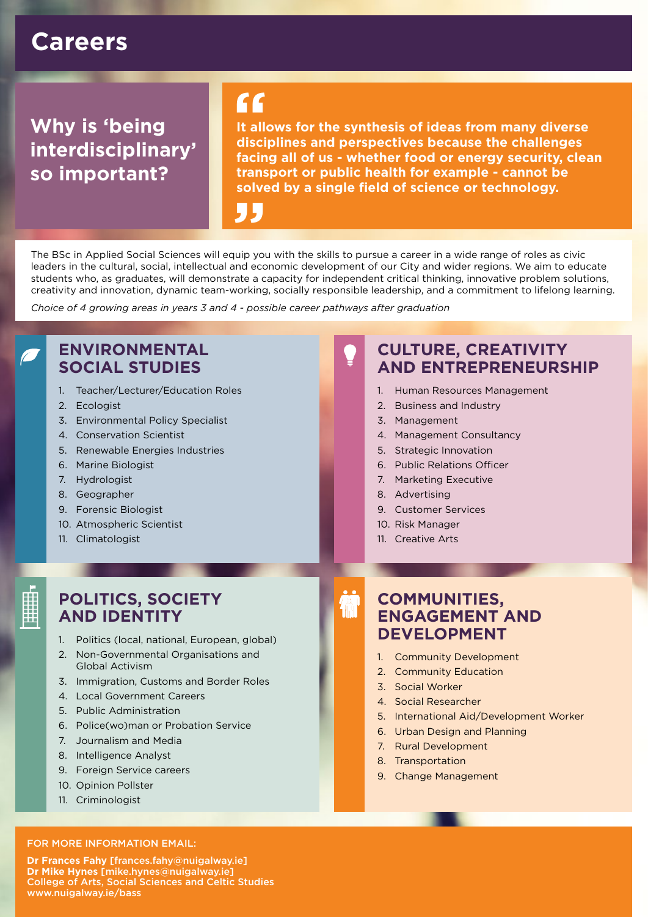# Careers

## Why is 'being interdisciplinary' so important?

> **"It allows for the synthesis of ideas from many diverse disciplines and perspectives because the challenges facing all of us - whether food or energy security, clean transport or public health for example - cannot be solved by a single field of science or technology."**

The BSc in Applied Social Sciences will equip you with the skills to pursue a career in a wide range of roles as civic leaders in the cultural, social, intellectual and economic development of our City and wider regions. We aim to educate students who, as graduates, will demonstrate a capacity for independent critical thinking, innovative problem solutions, creativity and innovation, dynamic team-working, socially responsible leadership, and a commitment to lifelong learning.

*Choice of 4 growing areas in years 3 and 4 - possible career pathways after graduation*

### ENVIRONMENTAL SOCIAL STUDIES

1. Teacher/Lecturer/Education Roles
2. Ecologist
3. Environmental Policy Specialist
4. Conservation Scientist
5. Renewable Energies Industries
6. Marine Biologist
7. Hydrologist
8. Geographer
9. Forensic Biologist
10. Atmospheric Scientist
11. Climatologist

### CULTURE, CREATIVITY AND ENTREPRENEURSHIP

1. Human Resources Management
2. Business and Industry
3. Management
4. Management Consultancy
5. Strategic Innovation
6. Public Relations Officer
7. Marketing Executive
8. Advertising
9. Customer Services
10. Risk Manager
11. Creative Arts

### POLITICS, SOCIETY AND IDENTITY

1. Politics (local, national, European, global)
2. Non-Governmental Organisations and Global Activism
3. Immigration, Customs and Border Roles
4. Local Government Careers
5. Public Administration
6. Police(wo)man or Probation Service
7. Journalism and Media
8. Intelligence Analyst
9. Foreign Service careers
10. Opinion Pollster
11. Criminologist

### COMMUNITIES, ENGAGEMENT AND DEVELOPMENT

1. Community Development
2. Community Education
3. Social Worker
4. Social Researcher
5. International Aid/Development Worker
6. Urban Design and Planning
7. Rural Development
8. Transportation
9. Change Management

FOR MORE INFORMATION EMAIL:

**Dr Frances Fahy** [frances.fahy@nuigalway.ie]
**Dr Mike Hynes** [mike.hynes@nuigalway.ie]
College of Arts, Social Sciences and Celtic Studies
www.nuigalway.ie/bass